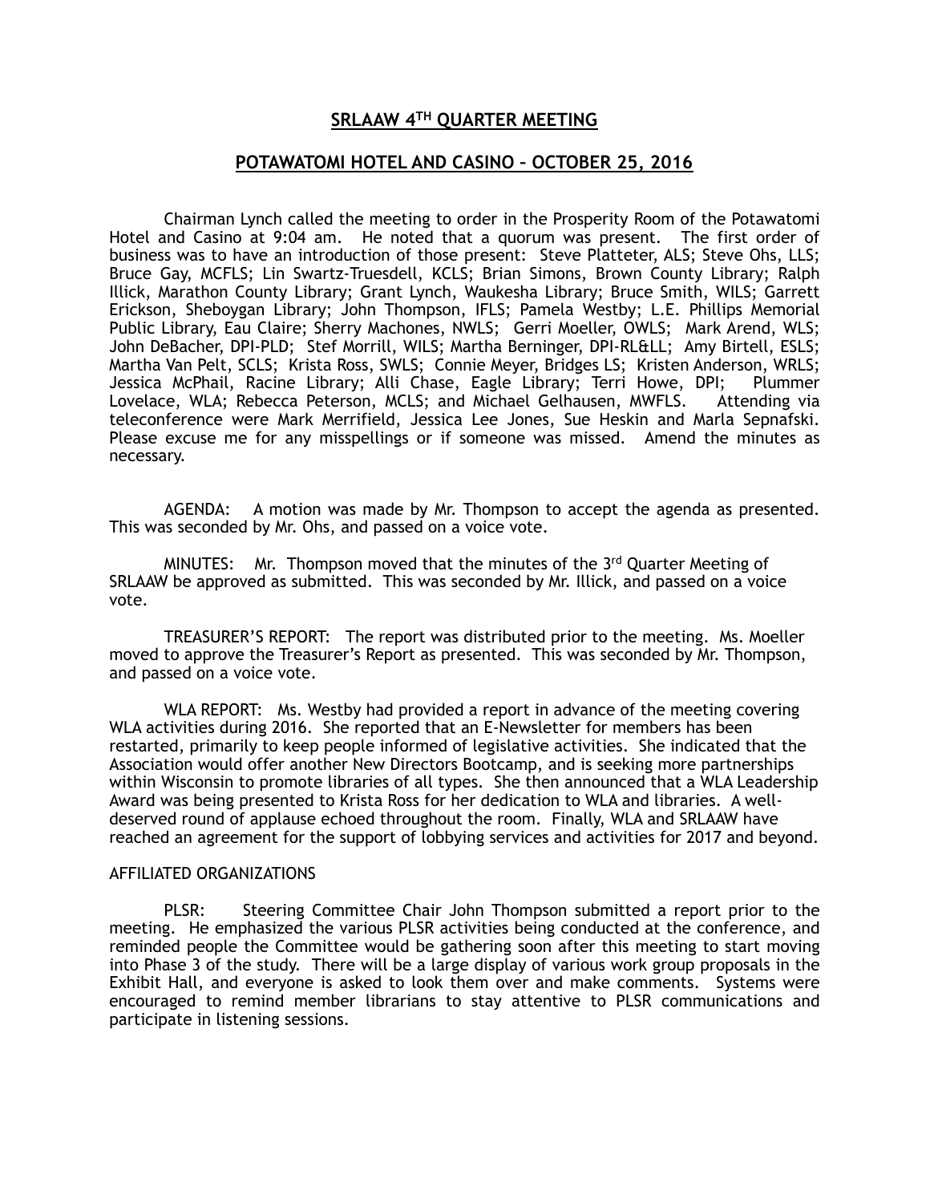# SRLAAW 4TH QUARTER MEETING

## POTAWATOMI HOTEL AND CASINO – OCTOBER 25, 2016

Chairman Lynch called the meeting to order in the Prosperity Room of the Potawatomi Hotel and Casino at 9:04 am. He noted that a quorum was present. The first order of business was to have an introduction of those present: Steve Platteter, ALS; Steve Ohs, LLS; Bruce Gay, MCFLS; Lin Swartz-Truesdell, KCLS; Brian Simons, Brown County Library; Ralph Illick, Marathon County Library; Grant Lynch, Waukesha Library; Bruce Smith, WILS; Garrett Erickson, Sheboygan Library; John Thompson, IFLS; Pamela Westby; L.E. Phillips Memorial Public Library, Eau Claire; Sherry Machones, NWLS; Gerri Moeller, OWLS; Mark Arend, WLS; John DeBacher, DPI-PLD; Stef Morrill, WILS; Martha Berninger, DPI-RL&LL; Amy Birtell, ESLS; Martha Van Pelt, SCLS; Krista Ross, SWLS; Connie Meyer, Bridges LS; Kristen Anderson, WRLS; Jessica McPhail, Racine Library; Alli Chase, Eagle Library; Terri Howe, DPI; Plummer Lovelace, WLA; Rebecca Peterson, MCLS; and Michael Gelhausen, MWFLS. Attending via teleconference were Mark Merrifield, Jessica Lee Jones, Sue Heskin and Marla Sepnafski. Please excuse me for any misspellings or if someone was missed. Amend the minutes as necessary.

AGENDA: A motion was made by Mr. Thompson to accept the agenda as presented. This was seconded by Mr. Ohs, and passed on a voice vote.

MINUTES: Mr. Thompson moved that the minutes of the 3rd Quarter Meeting of SRLAAW be approved as submitted. This was seconded by Mr. Illick, and passed on a voice vote.

TREASURER'S REPORT: The report was distributed prior to the meeting. Ms. Moeller moved to approve the Treasurer's Report as presented. This was seconded by Mr. Thompson, and passed on a voice vote.

WLA REPORT: Ms. Westby had provided a report in advance of the meeting covering WLA activities during 2016. She reported that an E-Newsletter for members has been restarted, primarily to keep people informed of legislative activities. She indicated that the Association would offer another New Directors Bootcamp, and is seeking more partnerships within Wisconsin to promote libraries of all types. She then announced that a WLA Leadership Award was being presented to Krista Ross for her dedication to WLA and libraries. A well-deserved round of applause echoed throughout the room. Finally, WLA and SRLAAW have reached an agreement for the support of lobbying services and activities for 2017 and beyond.

AFFILIATED ORGANIZATIONS

PLSR: Steering Committee Chair John Thompson submitted a report prior to the meeting. He emphasized the various PLSR activities being conducted at the conference, and reminded people the Committee would be gathering soon after this meeting to start moving into Phase 3 of the study. There will be a large display of various work group proposals in the Exhibit Hall, and everyone is asked to look them over and make comments. Systems were encouraged to remind member librarians to stay attentive to PLSR communications and participate in listening sessions.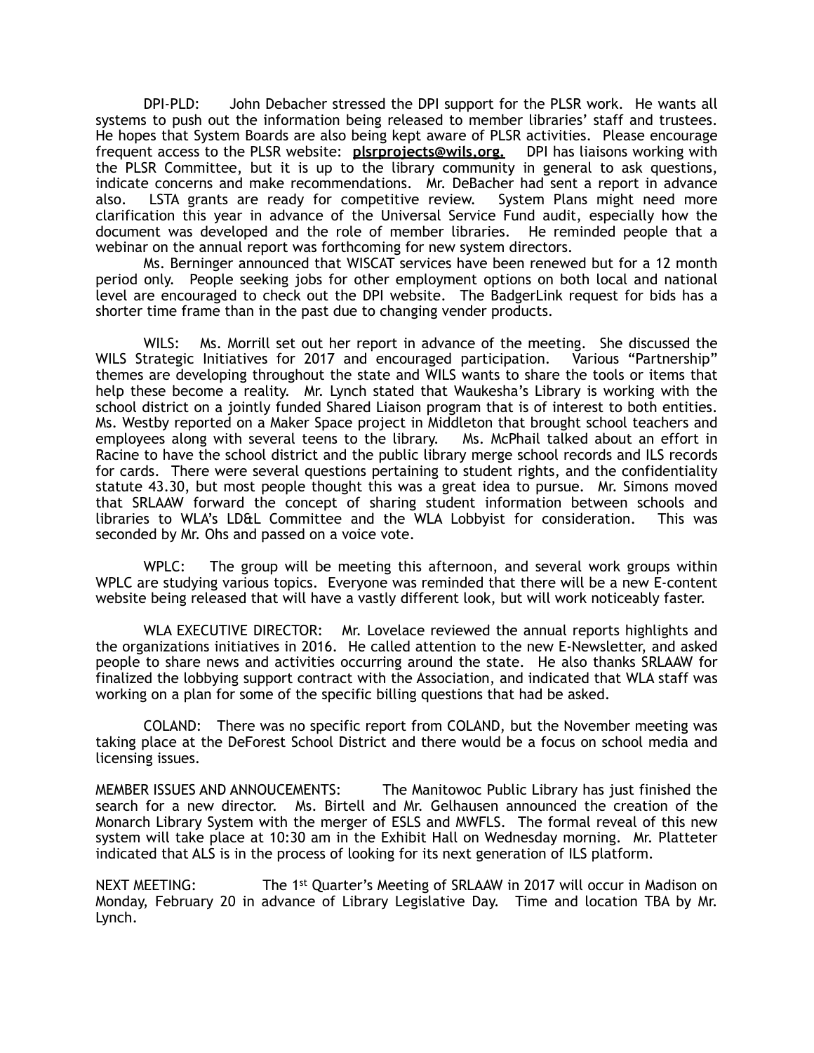DPI-PLD: John Debacher stressed the DPI support for the PLSR work. He wants all systems to push out the information being released to member libraries' staff and trustees. He hopes that System Boards are also being kept aware of PLSR activities. Please encourage frequent access to the PLSR website: **plsrprojects@wils,org.** DPI has liaisons working with the PLSR Committee, but it is up to the library community in general to ask questions, indicate concerns and make recommendations. Mr. DeBacher had sent a report in advance also. LSTA grants are ready for competitive review. System Plans might need more clarification this year in advance of the Universal Service Fund audit, especially how the document was developed and the role of member libraries. He reminded people that a webinar on the annual report was forthcoming for new system directors.

Ms. Berninger announced that WISCAT services have been renewed but for a 12 month period only. People seeking jobs for other employment options on both local and national level are encouraged to check out the DPI website. The BadgerLink request for bids has a shorter time frame than in the past due to changing vender products.

WILS: Ms. Morrill set out her report in advance of the meeting. She discussed the WILS Strategic Initiatives for 2017 and encouraged participation. Various "Partnership" themes are developing throughout the state and WILS wants to share the tools or items that help these become a reality. Mr. Lynch stated that Waukesha's Library is working with the school district on a jointly funded Shared Liaison program that is of interest to both entities. Ms. Westby reported on a Maker Space project in Middleton that brought school teachers and employees along with several teens to the library. Ms. McPhail talked about an effort in Racine to have the school district and the public library merge school records and ILS records for cards. There were several questions pertaining to student rights, and the confidentiality statute 43.30, but most people thought this was a great idea to pursue. Mr. Simons moved that SRLAAW forward the concept of sharing student information between schools and libraries to WLA's LD&L Committee and the WLA Lobbyist for consideration. This was seconded by Mr. Ohs and passed on a voice vote.

WPLC: The group will be meeting this afternoon, and several work groups within WPLC are studying various topics. Everyone was reminded that there will be a new E-content website being released that will have a vastly different look, but will work noticeably faster.

WLA EXECUTIVE DIRECTOR: Mr. Lovelace reviewed the annual reports highlights and the organizations initiatives in 2016. He called attention to the new E-Newsletter, and asked people to share news and activities occurring around the state. He also thanks SRLAAW for finalized the lobbying support contract with the Association, and indicated that WLA staff was working on a plan for some of the specific billing questions that had be asked.

COLAND: There was no specific report from COLAND, but the November meeting was taking place at the DeForest School District and there would be a focus on school media and licensing issues.

MEMBER ISSUES AND ANNOUCEMENTS: The Manitowoc Public Library has just finished the search for a new director. Ms. Birtell and Mr. Gelhausen announced the creation of the Monarch Library System with the merger of ESLS and MWFLS. The formal reveal of this new system will take place at 10:30 am in the Exhibit Hall on Wednesday morning. Mr. Platteter indicated that ALS is in the process of looking for its next generation of ILS platform.

NEXT MEETING: The 1st Quarter's Meeting of SRLAAW in 2017 will occur in Madison on Monday, February 20 in advance of Library Legislative Day. Time and location TBA by Mr. Lynch.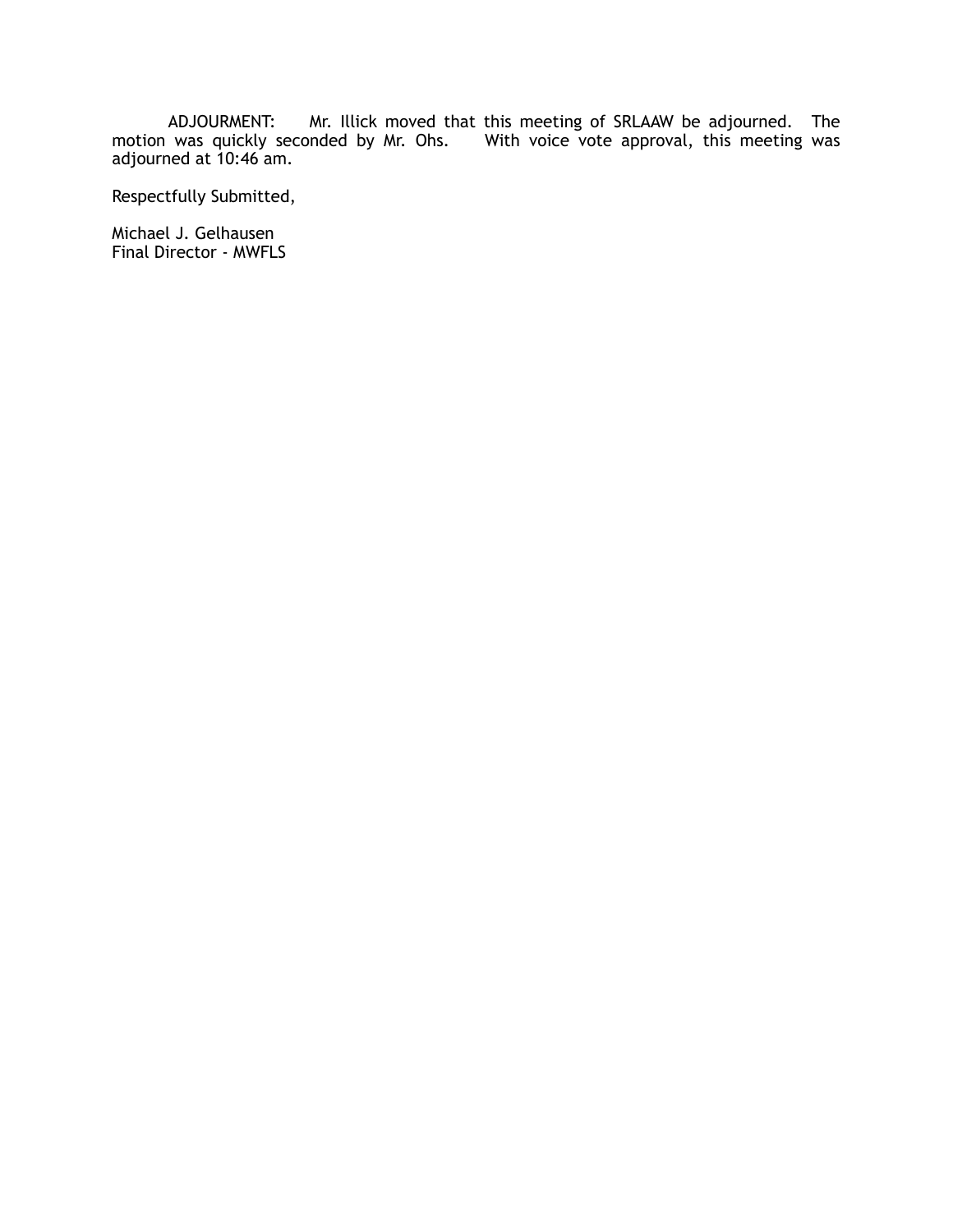ADJOURMENT: Mr. Illick moved that this meeting of SRLAAW be adjourned. The motion was quickly seconded by Mr. Ohs. With voice vote approval, this meeting was adjourned at 10:46 am.

Respectfully Submitted,

Michael J. Gelhausen
Final Director - MWFLS